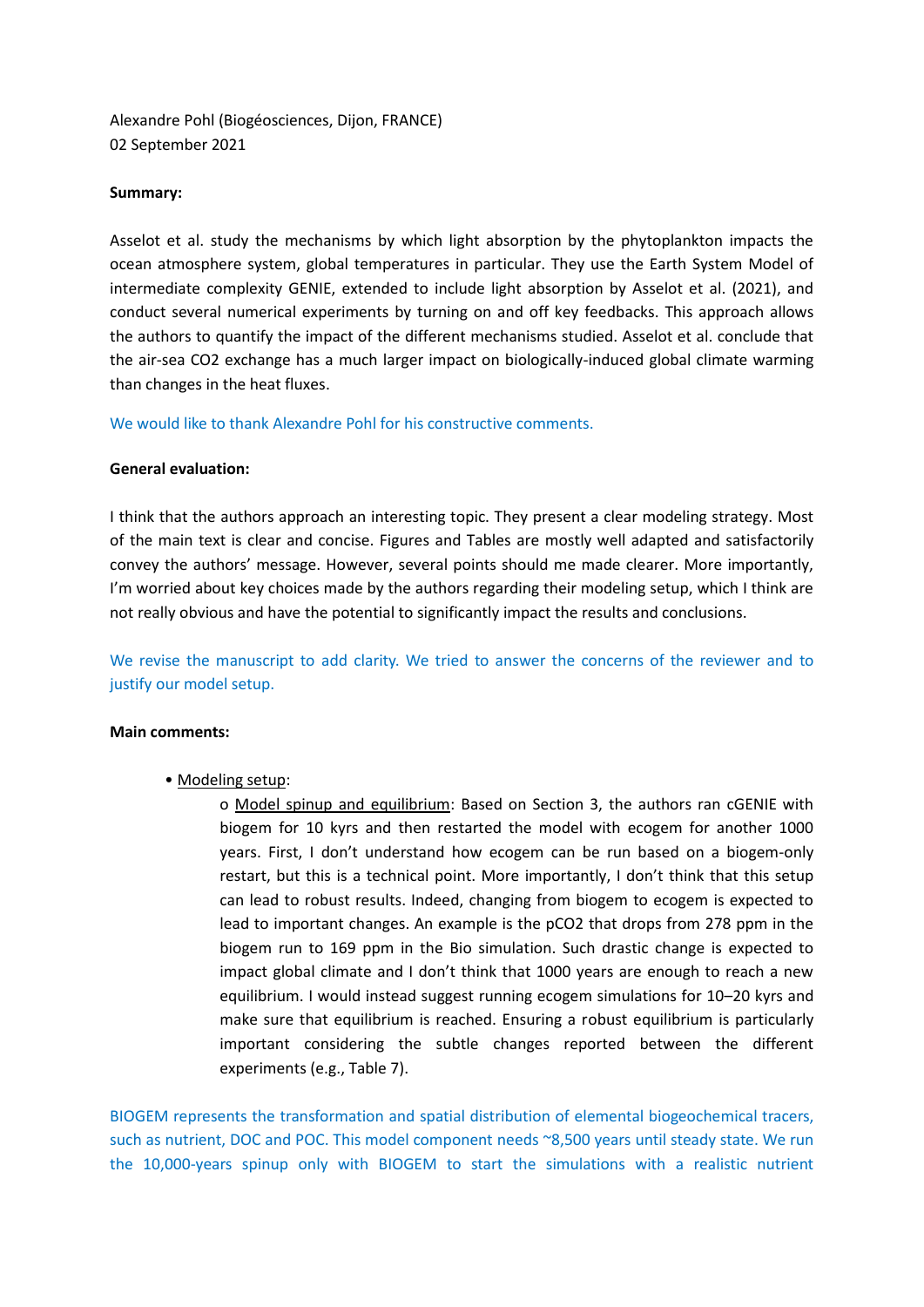Alexandre Pohl (Biogéosciences, Dijon, FRANCE)
02 September 2021

**Summary:**

Asselot et al. study the mechanisms by which light absorption by the phytoplankton impacts the ocean atmosphere system, global temperatures in particular. They use the Earth System Model of intermediate complexity GENIE, extended to include light absorption by Asselot et al. (2021), and conduct several numerical experiments by turning on and off key feedbacks. This approach allows the authors to quantify the impact of the different mechanisms studied. Asselot et al. conclude that the air-sea CO2 exchange has a much larger impact on biologically-induced global climate warming than changes in the heat fluxes.

We would like to thank Alexandre Pohl for his constructive comments.

**General evaluation:**

I think that the authors approach an interesting topic. They present a clear modeling strategy. Most of the main text is clear and concise. Figures and Tables are mostly well adapted and satisfactorily convey the authors' message. However, several points should me made clearer. More importantly, I'm worried about key choices made by the authors regarding their modeling setup, which I think are not really obvious and have the potential to significantly impact the results and conclusions.

We revise the manuscript to add clarity. We tried to answer the concerns of the reviewer and to justify our model setup.

**Main comments:**

- Modeling setup:
  - Model spinup and equilibrium: Based on Section 3, the authors ran cGENIE with biogem for 10 kyrs and then restarted the model with ecogem for another 1000 years. First, I don't understand how ecogem can be run based on a biogem-only restart, but this is a technical point. More importantly, I don't think that this setup can lead to robust results. Indeed, changing from biogem to ecogem is expected to lead to important changes. An example is the pCO2 that drops from 278 ppm in the biogem run to 169 ppm in the Bio simulation. Such drastic change is expected to impact global climate and I don't think that 1000 years are enough to reach a new equilibrium. I would instead suggest running ecogem simulations for 10–20 kyrs and make sure that equilibrium is reached. Ensuring a robust equilibrium is particularly important considering the subtle changes reported between the different experiments (e.g., Table 7).

BIOGEM represents the transformation and spatial distribution of elemental biogeochemical tracers, such as nutrient, DOC and POC. This model component needs ~8,500 years until steady state. We run the 10,000-years spinup only with BIOGEM to start the simulations with a realistic nutrient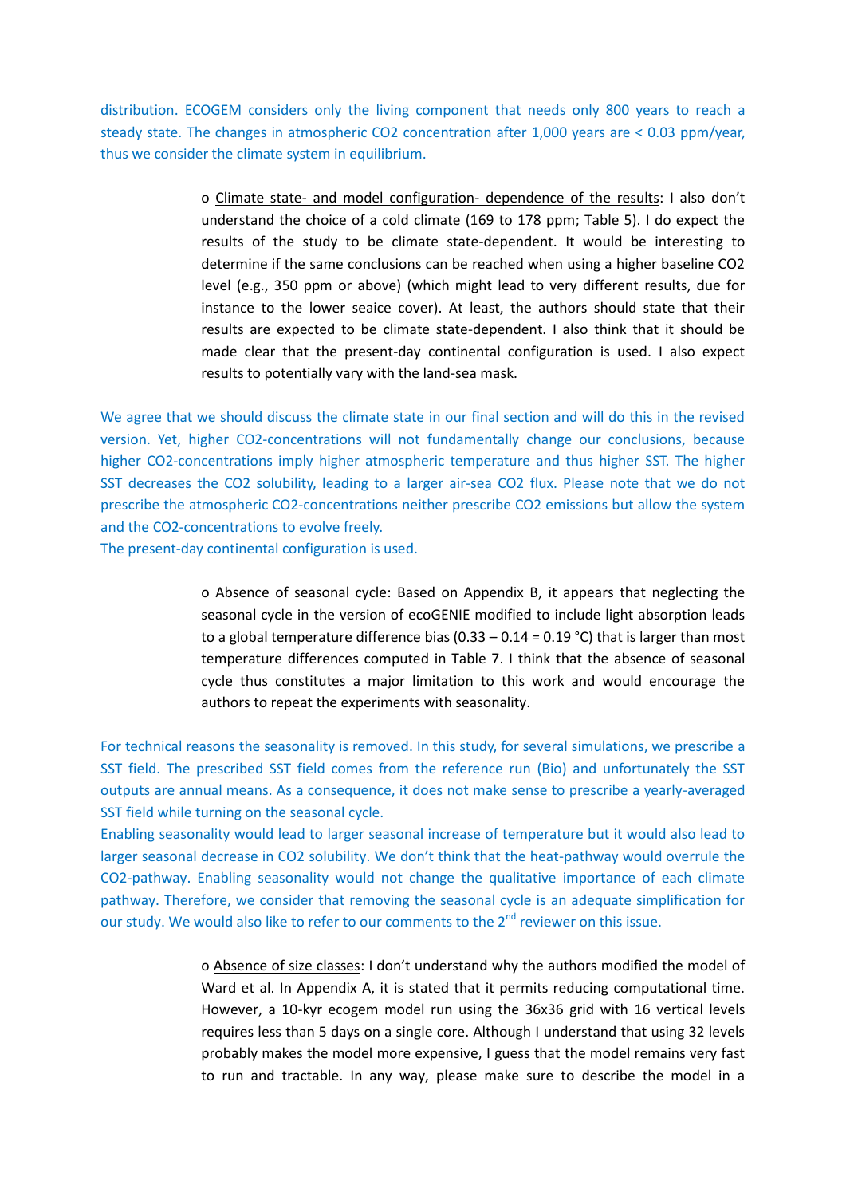distribution. ECOGEM considers only the living component that needs only 800 years to reach a steady state. The changes in atmospheric $CO_2$ concentration after 1,000 years are < 0.03 ppm/year, thus we consider the climate system in equilibrium.

> o Climate state- and model configuration- dependence of the results: I also don't understand the choice of a cold climate (169 to 178 ppm; Table 5). I do expect the results of the study to be climate state-dependent. It would be interesting to determine if the same conclusions can be reached when using a higher baseline $CO_2$ level (e.g., 350 ppm or above) (which might lead to very different results, due for instance to the lower seaice cover). At least, the authors should state that their results are expected to be climate state-dependent. I also think that it should be made clear that the present-day continental configuration is used. I also expect results to potentially vary with the land-sea mask.

We agree that we should discuss the climate state in our final section and will do this in the revised version. Yet, higher $CO_2$-concentrations will not fundamentally change our conclusions, because higher $CO_2$-concentrations imply higher atmospheric temperature and thus higher SST. The higher SST decreases the $CO_2$ solubility, leading to a larger air-sea $CO_2$ flux. Please note that we do not prescribe the atmospheric $CO_2$-concentrations neither prescribe $CO_2$ emissions but allow the system and the $CO_2$-concentrations to evolve freely.
The present-day continental configuration is used.

> o Absence of seasonal cycle: Based on Appendix B, it appears that neglecting the seasonal cycle in the version of ecoGENIE modified to include light absorption leads to a global temperature difference bias (0.33 – 0.14 = 0.19 °C) that is larger than most temperature differences computed in Table 7. I think that the absence of seasonal cycle thus constitutes a major limitation to this work and would encourage the authors to repeat the experiments with seasonality.

For technical reasons the seasonality is removed. In this study, for several simulations, we prescribe a SST field. The prescribed SST field comes from the reference run (Bio) and unfortunately the SST outputs are annual means. As a consequence, it does not make sense to prescribe a yearly-averaged SST field while turning on the seasonal cycle.
Enabling seasonality would lead to larger seasonal increase of temperature but it would also lead to larger seasonal decrease in $CO_2$ solubility. We don't think that the heat-pathway would overrule the $CO_2$-pathway. Enabling seasonality would not change the qualitative importance of each climate pathway. Therefore, we consider that removing the seasonal cycle is an adequate simplification for our study. We would also like to refer to our comments to the 2nd reviewer on this issue.

> o Absence of size classes: I don't understand why the authors modified the model of Ward et al. In Appendix A, it is stated that it permits reducing computational time. However, a 10-kyr ecogem model run using the 36x36 grid with 16 vertical levels requires less than 5 days on a single core. Although I understand that using 32 levels probably makes the model more expensive, I guess that the model remains very fast to run and tractable. In any way, please make sure to describe the model in a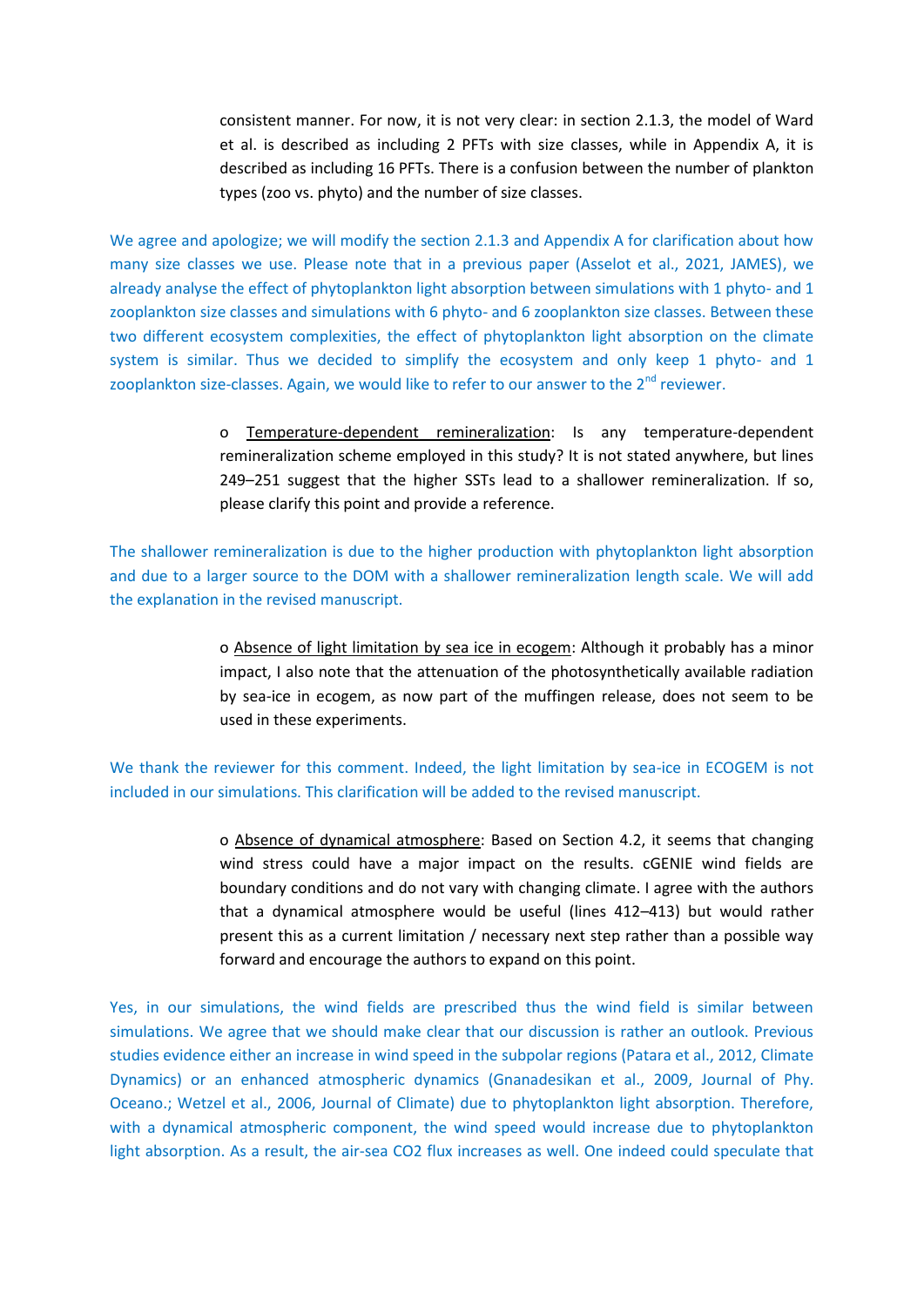consistent manner. For now, it is not very clear: in section 2.1.3, the model of Ward et al. is described as including 2 PFTs with size classes, while in Appendix A, it is described as including 16 PFTs. There is a confusion between the number of plankton types (zoo vs. phyto) and the number of size classes.

We agree and apologize; we will modify the section 2.1.3 and Appendix A for clarification about how many size classes we use. Please note that in a previous paper (Asselot et al., 2021, JAMES), we already analyse the effect of phytoplankton light absorption between simulations with 1 phyto- and 1 zooplankton size classes and simulations with 6 phyto- and 6 zooplankton size classes. Between these two different ecosystem complexities, the effect of phytoplankton light absorption on the climate system is similar. Thus we decided to simplify the ecosystem and only keep 1 phyto- and 1 zooplankton size-classes. Again, we would like to refer to our answer to the 2nd reviewer.

o Temperature-dependent remineralization: Is any temperature-dependent remineralization scheme employed in this study? It is not stated anywhere, but lines 249–251 suggest that the higher SSTs lead to a shallower remineralization. If so, please clarify this point and provide a reference.

The shallower remineralization is due to the higher production with phytoplankton light absorption and due to a larger source to the DOM with a shallower remineralization length scale. We will add the explanation in the revised manuscript.

o Absence of light limitation by sea ice in ecogem: Although it probably has a minor impact, I also note that the attenuation of the photosynthetically available radiation by sea-ice in ecogem, as now part of the muffingen release, does not seem to be used in these experiments.

We thank the reviewer for this comment. Indeed, the light limitation by sea-ice in ECOGEM is not included in our simulations. This clarification will be added to the revised manuscript.

o Absence of dynamical atmosphere: Based on Section 4.2, it seems that changing wind stress could have a major impact on the results. cGENIE wind fields are boundary conditions and do not vary with changing climate. I agree with the authors that a dynamical atmosphere would be useful (lines 412–413) but would rather present this as a current limitation / necessary next step rather than a possible way forward and encourage the authors to expand on this point.

Yes, in our simulations, the wind fields are prescribed thus the wind field is similar between simulations. We agree that we should make clear that our discussion is rather an outlook. Previous studies evidence either an increase in wind speed in the subpolar regions (Patara et al., 2012, Climate Dynamics) or an enhanced atmospheric dynamics (Gnanadesikan et al., 2009, Journal of Phy. Oceano.; Wetzel et al., 2006, Journal of Climate) due to phytoplankton light absorption. Therefore, with a dynamical atmospheric component, the wind speed would increase due to phytoplankton light absorption. As a result, the air-sea $CO_2$ flux increases as well. One indeed could speculate that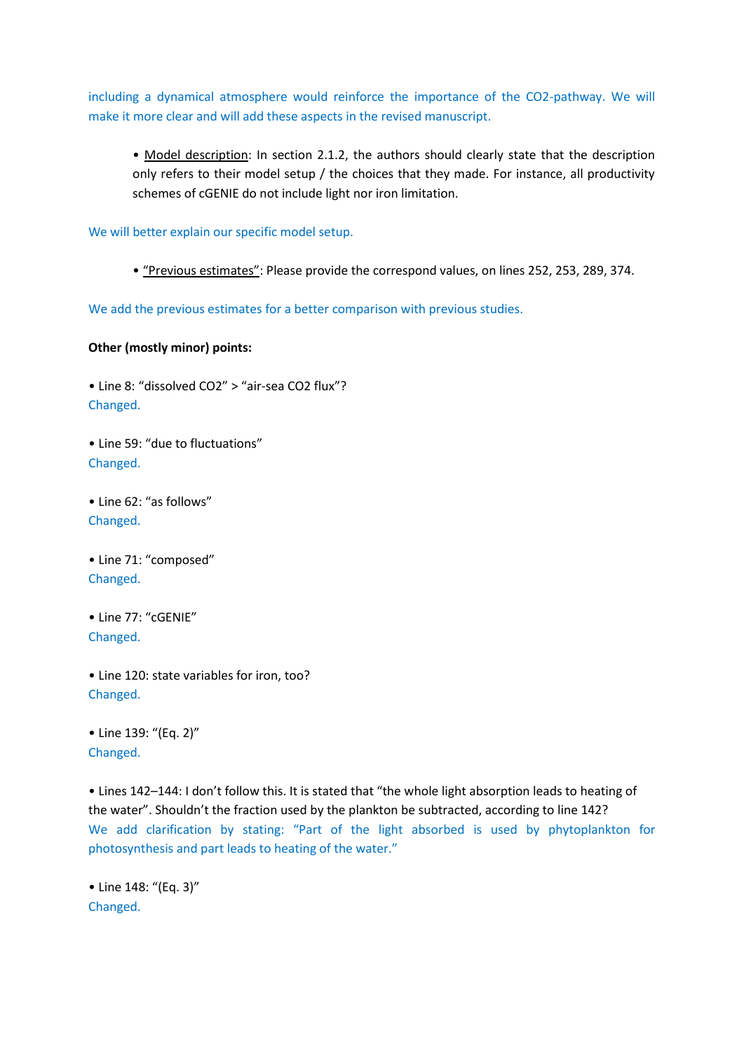including a dynamical atmosphere would reinforce the importance of the $CO_2$-pathway. We will make it more clear and will add these aspects in the revised manuscript.

- Model description: In section 2.1.2, the authors should clearly state that the description only refers to their model setup / the choices that they made. For instance, all productivity schemes of cGENIE do not include light nor iron limitation.

We will better explain our specific model setup.

- "Previous estimates": Please provide the correspond values, on lines 252, 253, 289, 374.

We add the previous estimates for a better comparison with previous studies.

**Other (mostly minor) points:**

• Line 8: "dissolved $CO_2$" > "air-sea $CO_2$ flux"?
Changed.

• Line 59: "due to fluctuations"
Changed.

• Line 62: "as follows"
Changed.

• Line 71: "composed"
Changed.

• Line 77: "cGENIE"
Changed.

• Line 120: state variables for iron, too?
Changed.

• Line 139: "(Eq. 2)"
Changed.

• Lines 142–144: I don't follow this. It is stated that "the whole light absorption leads to heating of the water". Shouldn't the fraction used by the plankton be subtracted, according to line 142?
We add clarification by stating: "Part of the light absorbed is used by phytoplankton for photosynthesis and part leads to heating of the water."

• Line 148: "(Eq. 3)"
Changed.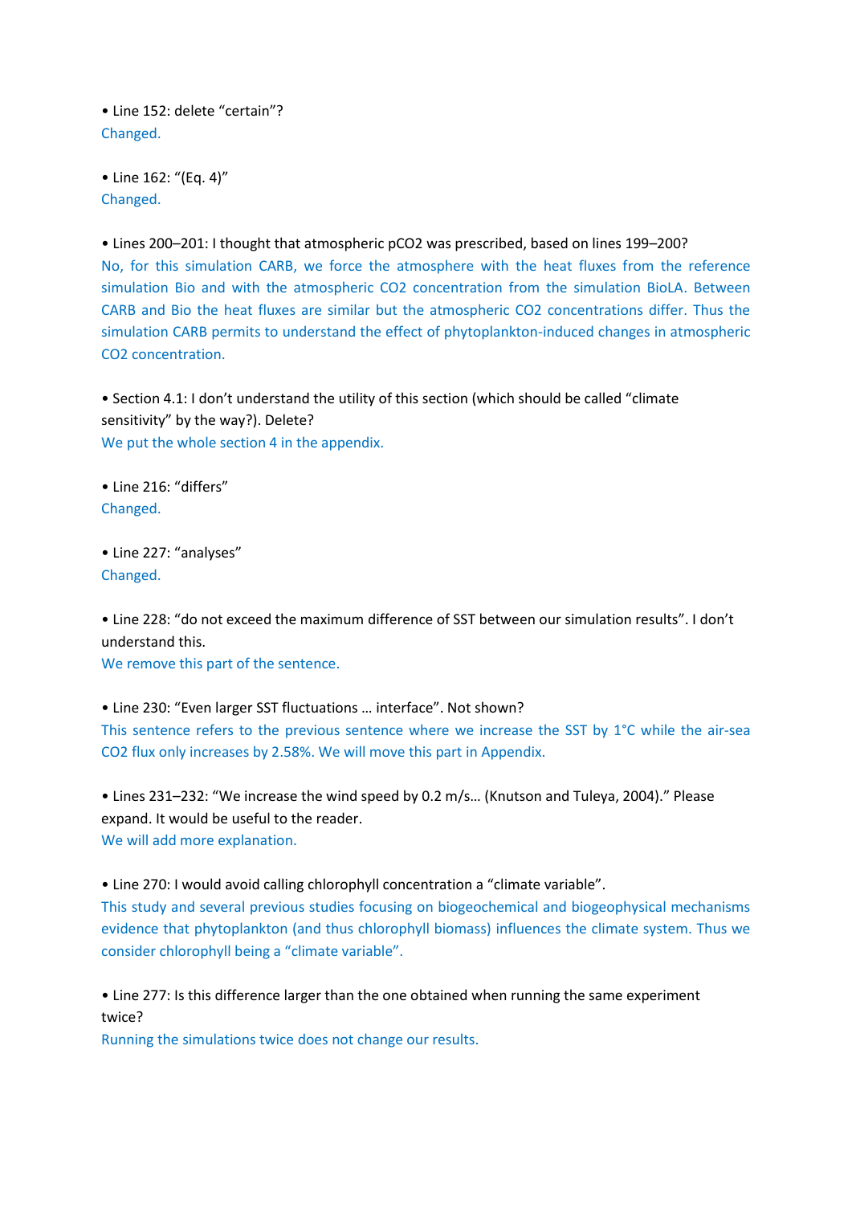- Line 152: delete "certain"?

Changed.

- Line 162: "(Eq. 4)"

Changed.

- Lines 200–201: I thought that atmospheric $pCO_2$ was prescribed, based on lines 199–200?

No, for this simulation CARB, we force the atmosphere with the heat fluxes from the reference simulation Bio and with the atmospheric $CO_2$ concentration from the simulation BioLA. Between CARB and Bio the heat fluxes are similar but the atmospheric $CO_2$ concentrations differ. Thus the simulation CARB permits to understand the effect of phytoplankton-induced changes in atmospheric $CO_2$ concentration.

- Section 4.1: I don't understand the utility of this section (which should be called "climate sensitivity" by the way?). Delete?

We put the whole section 4 in the appendix.

- Line 216: "differs"

Changed.

- Line 227: "analyses"

Changed.

- Line 228: "do not exceed the maximum difference of SST between our simulation results". I don't understand this.

We remove this part of the sentence.

- Line 230: "Even larger SST fluctuations … interface". Not shown?

This sentence refers to the previous sentence where we increase the SST by 1°C while the air-sea $CO_2$ flux only increases by 2.58%. We will move this part in Appendix.

- Lines 231–232: "We increase the wind speed by 0.2 m/s… (Knutson and Tuleya, 2004)." Please expand. It would be useful to the reader.

We will add more explanation.

- Line 270: I would avoid calling chlorophyll concentration a "climate variable".

This study and several previous studies focusing on biogeochemical and biogeophysical mechanisms evidence that phytoplankton (and thus chlorophyll biomass) influences the climate system. Thus we consider chlorophyll being a "climate variable".

- Line 277: Is this difference larger than the one obtained when running the same experiment twice?

Running the simulations twice does not change our results.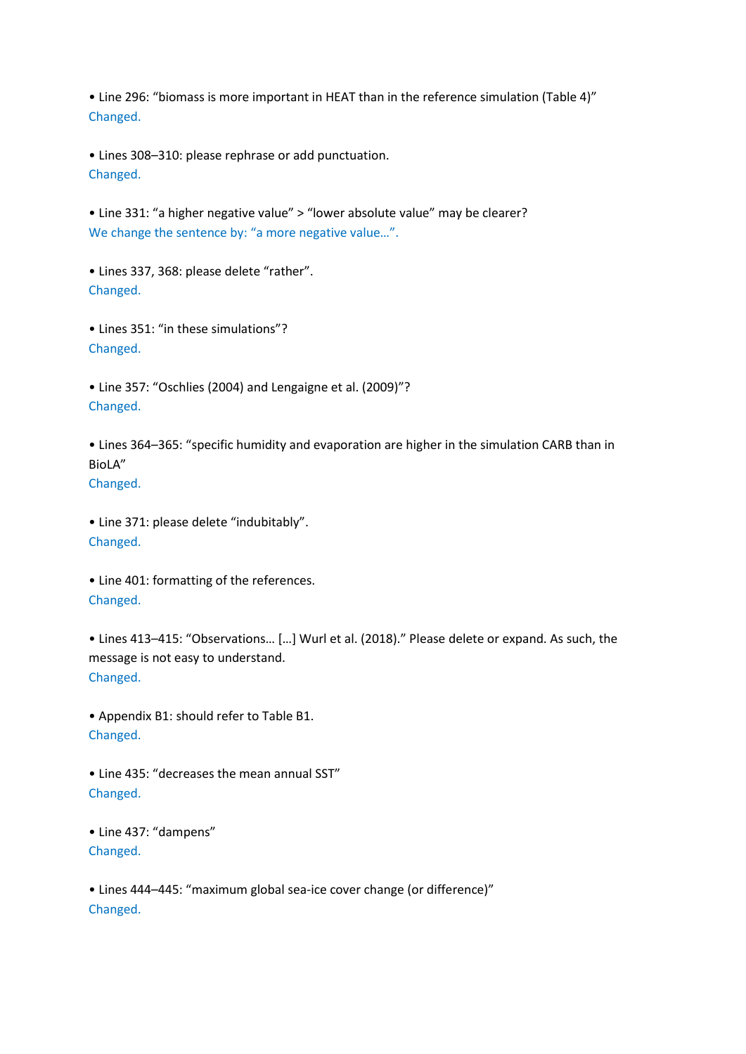• Line 296: “biomass is more important in HEAT than in the reference simulation (Table 4)”
Changed.

• Lines 308–310: please rephrase or add punctuation.
Changed.

• Line 331: “a higher negative value” > “lower absolute value” may be clearer?
We change the sentence by: “a more negative value…”.

• Lines 337, 368: please delete “rather”.
Changed.

• Lines 351: “in these simulations”?
Changed.

• Line 357: “Oschlies (2004) and Lengaigne et al. (2009)”?
Changed.

• Lines 364–365: “specific humidity and evaporation are higher in the simulation CARB than in BioLA”
Changed.

• Line 371: please delete “indubitably”.
Changed.

• Line 401: formatting of the references.
Changed.

• Lines 413–415: “Observations… […] Wurl et al. (2018).” Please delete or expand. As such, the message is not easy to understand.
Changed.

• Appendix B1: should refer to Table B1.
Changed.

• Line 435: “decreases the mean annual SST”
Changed.

• Line 437: “dampens”
Changed.

• Lines 444–445: “maximum global sea-ice cover change (or difference)”
Changed.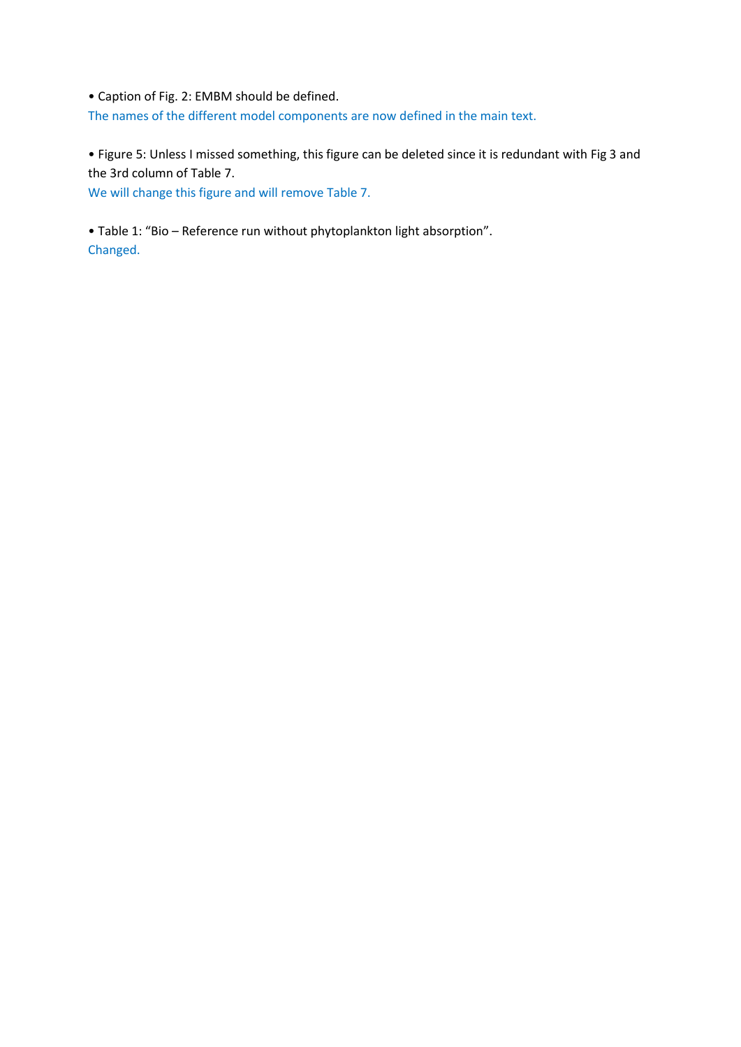- Caption of Fig. 2: EMBM should be defined.

The names of the different model components are now defined in the main text.

- Figure 5: Unless I missed something, this figure can be deleted since it is redundant with Fig 3 and the 3rd column of Table 7.

We will change this figure and will remove Table 7.

- Table 1: “Bio – Reference run without phytoplankton light absorption”.

Changed.